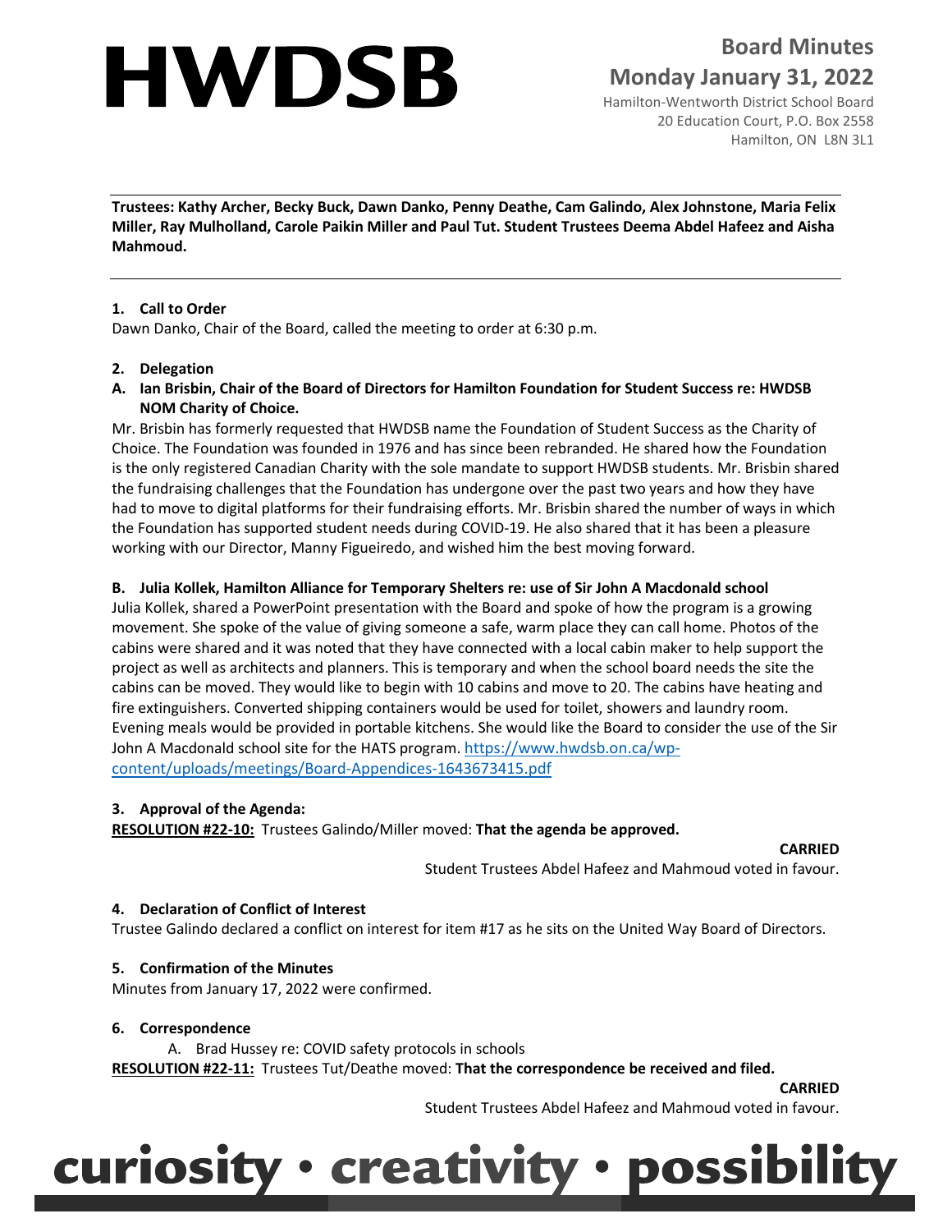# HWDSB

## Board Minutes
## Monday January 31, 2022

Hamilton-Wentworth District School Board
20 Education Court, P.O. Box 2558
Hamilton, ON L8N 3L1

**Trustees: Kathy Archer, Becky Buck, Dawn Danko, Penny Deathe, Cam Galindo, Alex Johnstone, Maria Felix Miller, Ray Mulholland, Carole Paikin Miller and Paul Tut. Student Trustees Deema Abdel Hafeez and Aisha Mahmoud.**

---

**1. Call to Order**

Dawn Danko, Chair of the Board, called the meeting to order at 6:30 p.m.

**2. Delegation**

**A. Ian Brisbin, Chair of the Board of Directors for Hamilton Foundation for Student Success re: HWDSB NOM Charity of Choice.**

Mr. Brisbin has formerly requested that HWDSB name the Foundation of Student Success as the Charity of Choice. The Foundation was founded in 1976 and has since been rebranded. He shared how the Foundation is the only registered Canadian Charity with the sole mandate to support HWDSB students. Mr. Brisbin shared the fundraising challenges that the Foundation has undergone over the past two years and how they have had to move to digital platforms for their fundraising efforts. Mr. Brisbin shared the number of ways in which the Foundation has supported student needs during COVID-19. He also shared that it has been a pleasure working with our Director, Manny Figueiredo, and wished him the best moving forward.

**B. Julia Kollek, Hamilton Alliance for Temporary Shelters re: use of Sir John A Macdonald school**

Julia Kollek, shared a PowerPoint presentation with the Board and spoke of how the program is a growing movement. She spoke of the value of giving someone a safe, warm place they can call home. Photos of the cabins were shared and it was noted that they have connected with a local cabin maker to help support the project as well as architects and planners. This is temporary and when the school board needs the site the cabins can be moved. They would like to begin with 10 cabins and move to 20. The cabins have heating and fire extinguishers. Converted shipping containers would be used for toilet, showers and laundry room. Evening meals would be provided in portable kitchens. She would like the Board to consider the use of the Sir John A Macdonald school site for the HATS program. [https://www.hwdsb.on.ca/wp-content/uploads/meetings/Board-Appendices-1643673415.pdf](https://www.hwdsb.on.ca/wp-content/uploads/meetings/Board-Appendices-1643673415.pdf)

**3. Approval of the Agenda:**

**RESOLUTION #22-10:** Trustees Galindo/Miller moved: **That the agenda be approved.**

**CARRIED**

Student Trustees Abdel Hafeez and Mahmoud voted in favour.

**4. Declaration of Conflict of Interest**

Trustee Galindo declared a conflict on interest for item #17 as he sits on the United Way Board of Directors.

**5. Confirmation of the Minutes**

Minutes from January 17, 2022 were confirmed.

**6. Correspondence**

A. Brad Hussey re: COVID safety protocols in schools

**RESOLUTION #22-11:** Trustees Tut/Deathe moved: **That the correspondence be received and filed.**

**CARRIED**

Student Trustees Abdel Hafeez and Mahmoud voted in favour.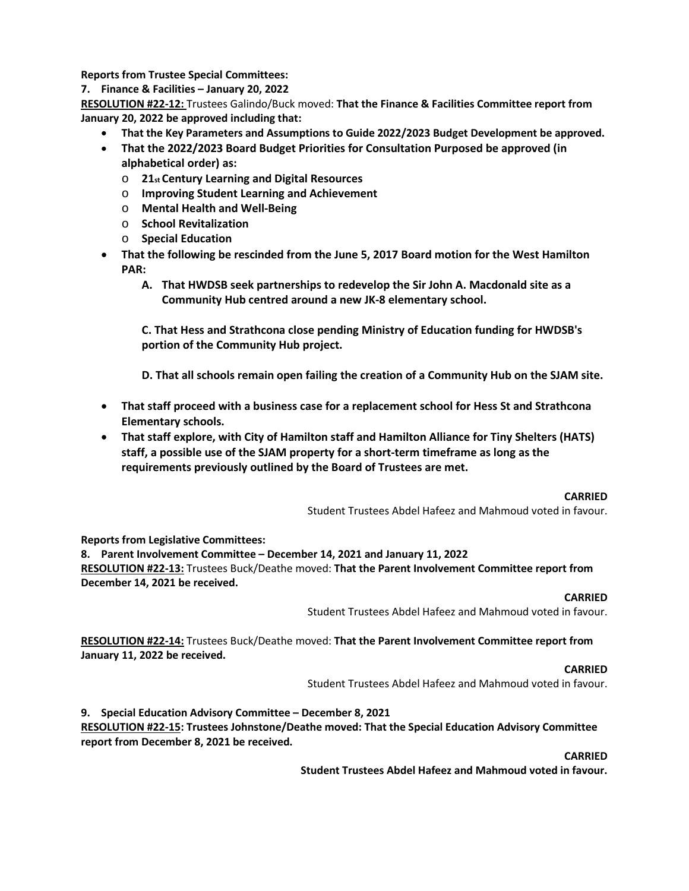**Reports from Trustee Special Committees:**

**7. Finance & Facilities – January 20, 2022**

**RESOLUTION #22-12:** Trustees Galindo/Buck moved: **That the Finance & Facilities Committee report from January 20, 2022 be approved including that:**

- **That the Key Parameters and Assumptions to Guide 2022/2023 Budget Development be approved.**
- **That the 2022/2023 Board Budget Priorities for Consultation Purposed be approved (in alphabetical order) as:**
  - **21st Century Learning and Digital Resources**
  - **Improving Student Learning and Achievement**
  - **Mental Health and Well-Being**
  - **School Revitalization**
  - **Special Education**
- **That the following be rescinded from the June 5, 2017 Board motion for the West Hamilton PAR:**

  **A. That HWDSB seek partnerships to redevelop the Sir John A. Macdonald site as a Community Hub centred around a new JK-8 elementary school.**

  **C. That Hess and Strathcona close pending Ministry of Education funding for HWDSB's portion of the Community Hub project.**

  **D. That all schools remain open failing the creation of a Community Hub on the SJAM site.**

- **That staff proceed with a business case for a replacement school for Hess St and Strathcona Elementary schools.**
- **That staff explore, with City of Hamilton staff and Hamilton Alliance for Tiny Shelters (HATS) staff, a possible use of the SJAM property for a short-term timeframe as long as the requirements previously outlined by the Board of Trustees are met.**

**CARRIED**

Student Trustees Abdel Hafeez and Mahmoud voted in favour.

**Reports from Legislative Committees:**

**8. Parent Involvement Committee – December 14, 2021 and January 11, 2022**

**RESOLUTION #22-13:** Trustees Buck/Deathe moved: **That the Parent Involvement Committee report from December 14, 2021 be received.**

**CARRIED**

Student Trustees Abdel Hafeez and Mahmoud voted in favour.

**RESOLUTION #22-14:** Trustees Buck/Deathe moved: **That the Parent Involvement Committee report from January 11, 2022 be received.**

**CARRIED**

Student Trustees Abdel Hafeez and Mahmoud voted in favour.

**9. Special Education Advisory Committee – December 8, 2021**

**RESOLUTION #22-15: Trustees Johnstone/Deathe moved: That the Special Education Advisory Committee report from December 8, 2021 be received.**

**CARRIED**

**Student Trustees Abdel Hafeez and Mahmoud voted in favour.**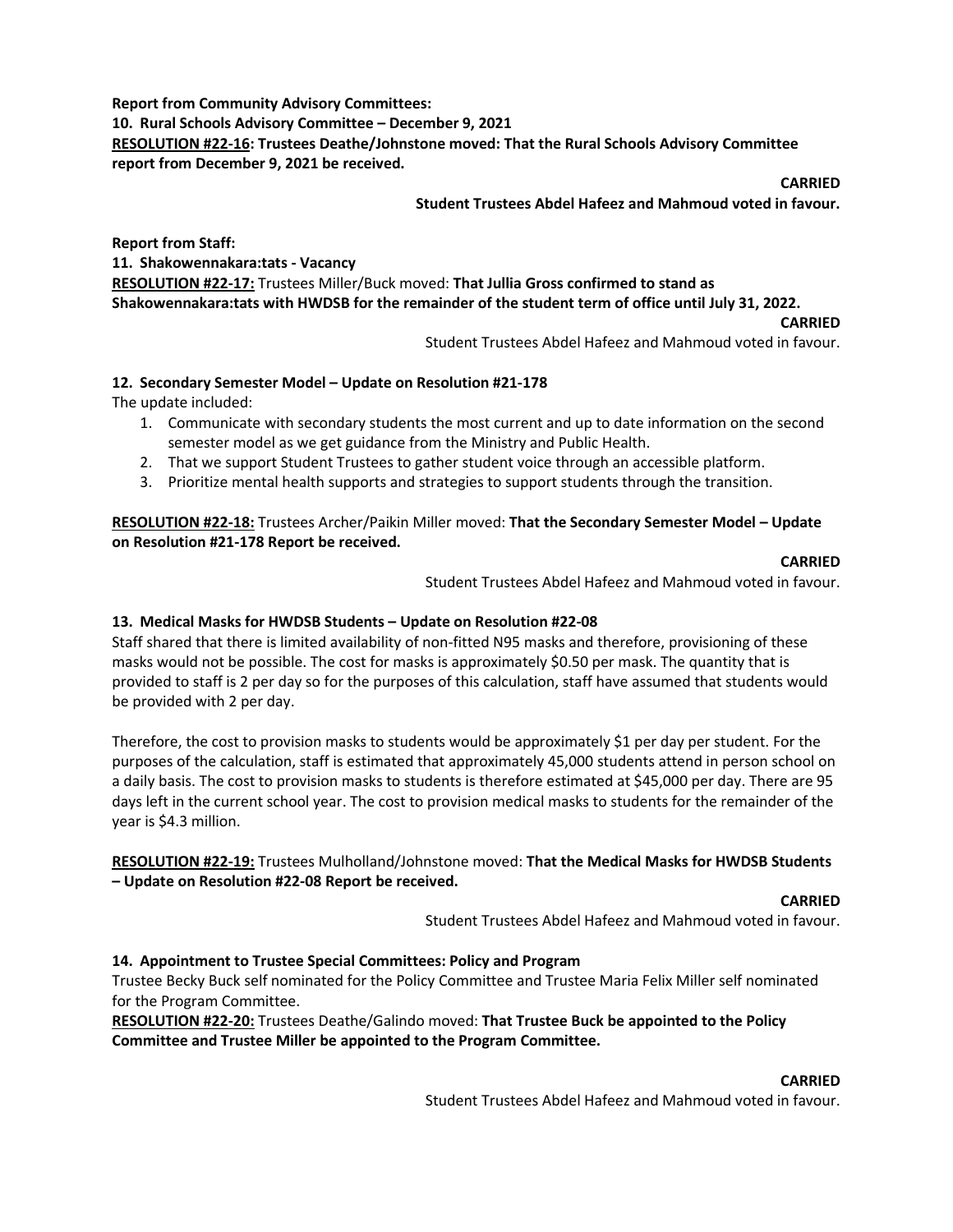**Report from Community Advisory Committees:**

**10. Rural Schools Advisory Committee – December 9, 2021**

**RESOLUTION #22-16: Trustees Deathe/Johnstone moved: That the Rural Schools Advisory Committee report from December 9, 2021 be received.**

**CARRIED**

**Student Trustees Abdel Hafeez and Mahmoud voted in favour.**

**Report from Staff:**

**11. Shakowennakara:tats - Vacancy**

**RESOLUTION #22-17:** Trustees Miller/Buck moved: **That Jullia Gross confirmed to stand as Shakowennakara:tats with HWDSB for the remainder of the student term of office until July 31, 2022.**

**CARRIED**

Student Trustees Abdel Hafeez and Mahmoud voted in favour.

**12. Secondary Semester Model – Update on Resolution #21-178**

The update included:

1. Communicate with secondary students the most current and up to date information on the second semester model as we get guidance from the Ministry and Public Health.
2. That we support Student Trustees to gather student voice through an accessible platform.
3. Prioritize mental health supports and strategies to support students through the transition.

**RESOLUTION #22-18:** Trustees Archer/Paikin Miller moved: **That the Secondary Semester Model – Update on Resolution #21-178 Report be received.**

**CARRIED**

Student Trustees Abdel Hafeez and Mahmoud voted in favour.

**13. Medical Masks for HWDSB Students – Update on Resolution #22-08**

Staff shared that there is limited availability of non-fitted N95 masks and therefore, provisioning of these masks would not be possible. The cost for masks is approximately $0.50 per mask. The quantity that is provided to staff is 2 per day so for the purposes of this calculation, staff have assumed that students would be provided with 2 per day.

Therefore, the cost to provision masks to students would be approximately $1 per day per student. For the purposes of the calculation, staff is estimated that approximately 45,000 students attend in person school on a daily basis. The cost to provision masks to students is therefore estimated at $45,000 per day. There are 95 days left in the current school year. The cost to provision medical masks to students for the remainder of the year is $4.3 million.

**RESOLUTION #22-19:** Trustees Mulholland/Johnstone moved: **That the Medical Masks for HWDSB Students – Update on Resolution #22-08 Report be received.**

**CARRIED**

Student Trustees Abdel Hafeez and Mahmoud voted in favour.

**14. Appointment to Trustee Special Committees: Policy and Program**

Trustee Becky Buck self nominated for the Policy Committee and Trustee Maria Felix Miller self nominated for the Program Committee.

**RESOLUTION #22-20:** Trustees Deathe/Galindo moved: **That Trustee Buck be appointed to the Policy Committee and Trustee Miller be appointed to the Program Committee.**

**CARRIED**

Student Trustees Abdel Hafeez and Mahmoud voted in favour.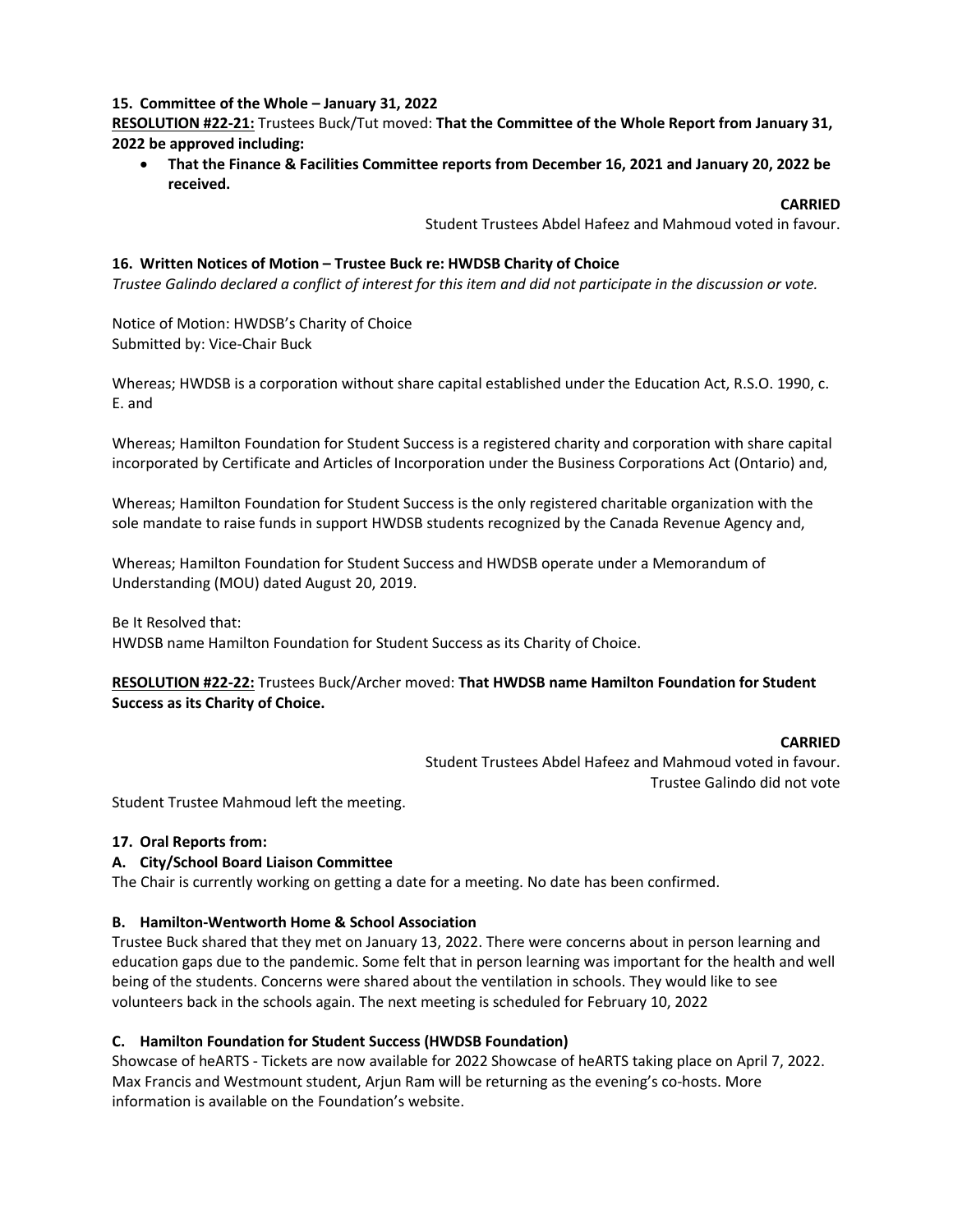**15. Committee of the Whole – January 31, 2022**

**RESOLUTION #22-21:** Trustees Buck/Tut moved: **That the Committee of the Whole Report from January 31, 2022 be approved including:**

- **That the Finance & Facilities Committee reports from December 16, 2021 and January 20, 2022 be received.**

**CARRIED**

Student Trustees Abdel Hafeez and Mahmoud voted in favour.

**16. Written Notices of Motion – Trustee Buck re: HWDSB Charity of Choice**

*Trustee Galindo declared a conflict of interest for this item and did not participate in the discussion or vote.*

Notice of Motion: HWDSB's Charity of Choice
Submitted by: Vice-Chair Buck

Whereas; HWDSB is a corporation without share capital established under the Education Act, R.S.O. 1990, c. E. and

Whereas; Hamilton Foundation for Student Success is a registered charity and corporation with share capital incorporated by Certificate and Articles of Incorporation under the Business Corporations Act (Ontario) and,

Whereas; Hamilton Foundation for Student Success is the only registered charitable organization with the sole mandate to raise funds in support HWDSB students recognized by the Canada Revenue Agency and,

Whereas; Hamilton Foundation for Student Success and HWDSB operate under a Memorandum of Understanding (MOU) dated August 20, 2019.

Be It Resolved that:
HWDSB name Hamilton Foundation for Student Success as its Charity of Choice.

**RESOLUTION #22-22:** Trustees Buck/Archer moved: **That HWDSB name Hamilton Foundation for Student Success as its Charity of Choice.**

**CARRIED**

Student Trustees Abdel Hafeez and Mahmoud voted in favour.
Trustee Galindo did not vote

Student Trustee Mahmoud left the meeting.

**17. Oral Reports from:**

**A. City/School Board Liaison Committee**

The Chair is currently working on getting a date for a meeting. No date has been confirmed.

**B. Hamilton-Wentworth Home & School Association**

Trustee Buck shared that they met on January 13, 2022. There were concerns about in person learning and education gaps due to the pandemic. Some felt that in person learning was important for the health and well being of the students. Concerns were shared about the ventilation in schools. They would like to see volunteers back in the schools again. The next meeting is scheduled for February 10, 2022

**C. Hamilton Foundation for Student Success (HWDSB Foundation)**

Showcase of heARTS - Tickets are now available for 2022 Showcase of heARTS taking place on April 7, 2022. Max Francis and Westmount student, Arjun Ram will be returning as the evening's co-hosts. More information is available on the Foundation's website.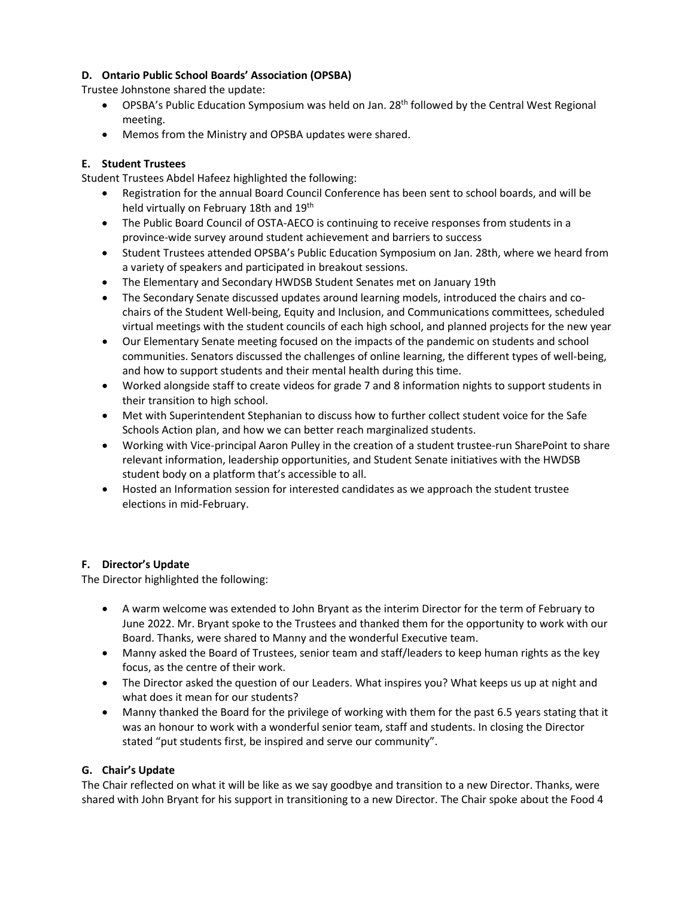**D. Ontario Public School Boards' Association (OPSBA)**

Trustee Johnstone shared the update:

- OPSBA's Public Education Symposium was held on Jan. 28th followed by the Central West Regional meeting.
- Memos from the Ministry and OPSBA updates were shared.

**E. Student Trustees**

Student Trustees Abdel Hafeez highlighted the following:

- Registration for the annual Board Council Conference has been sent to school boards, and will be held virtually on February 18th and 19th
- The Public Board Council of OSTA-AECO is continuing to receive responses from students in a province-wide survey around student achievement and barriers to success
- Student Trustees attended OPSBA's Public Education Symposium on Jan. 28th, where we heard from a variety of speakers and participated in breakout sessions.
- The Elementary and Secondary HWDSB Student Senates met on January 19th
- The Secondary Senate discussed updates around learning models, introduced the chairs and co-chairs of the Student Well-being, Equity and Inclusion, and Communications committees, scheduled virtual meetings with the student councils of each high school, and planned projects for the new year
- Our Elementary Senate meeting focused on the impacts of the pandemic on students and school communities. Senators discussed the challenges of online learning, the different types of well-being, and how to support students and their mental health during this time.
- Worked alongside staff to create videos for grade 7 and 8 information nights to support students in their transition to high school.
- Met with Superintendent Stephanian to discuss how to further collect student voice for the Safe Schools Action plan, and how we can better reach marginalized students.
- Working with Vice-principal Aaron Pulley in the creation of a student trustee-run SharePoint to share relevant information, leadership opportunities, and Student Senate initiatives with the HWDSB student body on a platform that's accessible to all.
- Hosted an Information session for interested candidates as we approach the student trustee elections in mid-February.

**F. Director's Update**

The Director highlighted the following:

- A warm welcome was extended to John Bryant as the interim Director for the term of February to June 2022. Mr. Bryant spoke to the Trustees and thanked them for the opportunity to work with our Board. Thanks, were shared to Manny and the wonderful Executive team.
- Manny asked the Board of Trustees, senior team and staff/leaders to keep human rights as the key focus, as the centre of their work.
- The Director asked the question of our Leaders. What inspires you? What keeps us up at night and what does it mean for our students?
- Manny thanked the Board for the privilege of working with them for the past 6.5 years stating that it was an honour to work with a wonderful senior team, staff and students. In closing the Director stated "put students first, be inspired and serve our community".

**G. Chair's Update**

The Chair reflected on what it will be like as we say goodbye and transition to a new Director. Thanks, were shared with John Bryant for his support in transitioning to a new Director. The Chair spoke about the Food 4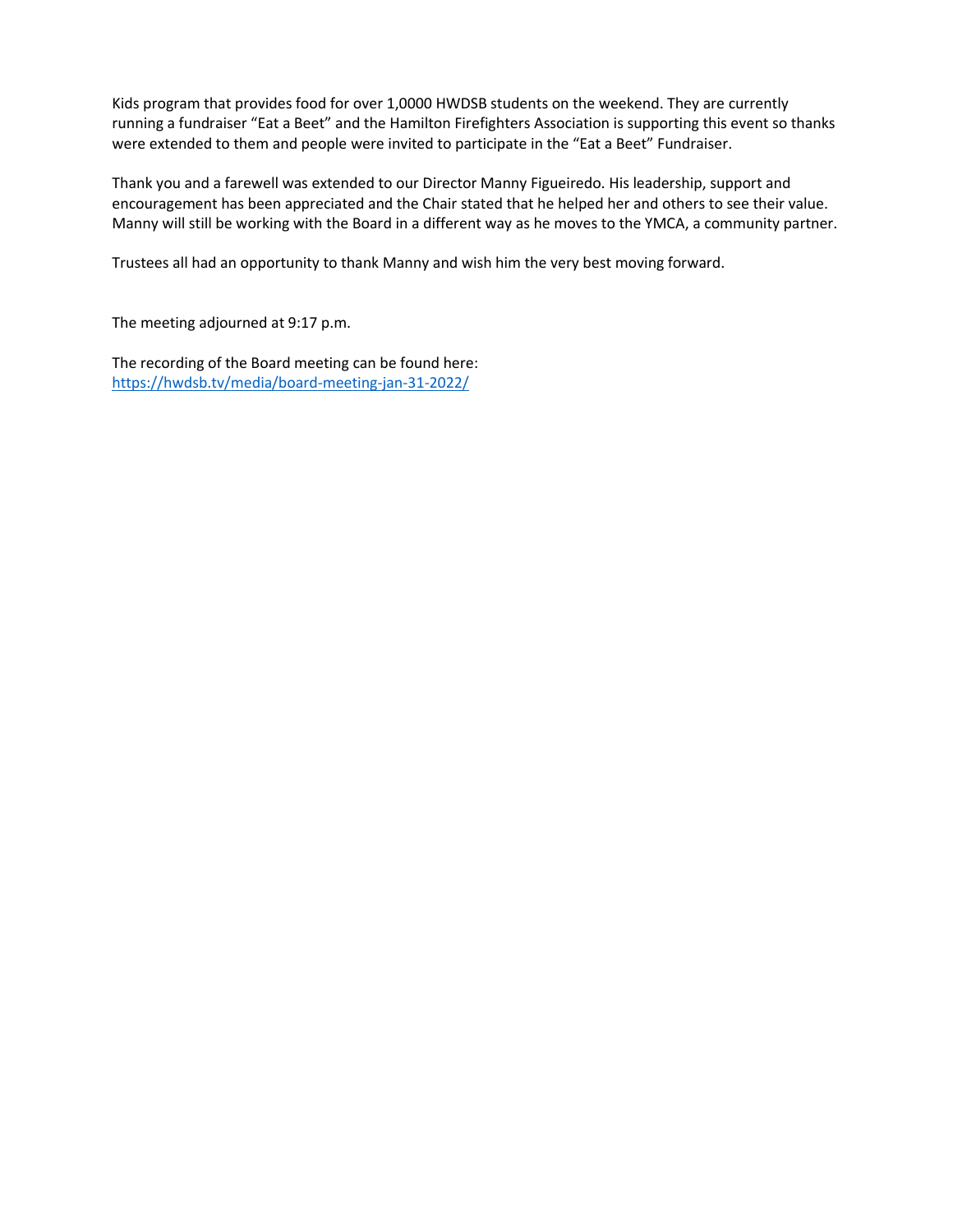Kids program that provides food for over 1,0000 HWDSB students on the weekend. They are currently running a fundraiser "Eat a Beet" and the Hamilton Firefighters Association is supporting this event so thanks were extended to them and people were invited to participate in the "Eat a Beet" Fundraiser.

Thank you and a farewell was extended to our Director Manny Figueiredo. His leadership, support and encouragement has been appreciated and the Chair stated that he helped her and others to see their value. Manny will still be working with the Board in a different way as he moves to the YMCA, a community partner.

Trustees all had an opportunity to thank Manny and wish him the very best moving forward.

The meeting adjourned at 9:17 p.m.

The recording of the Board meeting can be found here:
https://hwdsb.tv/media/board-meeting-jan-31-2022/